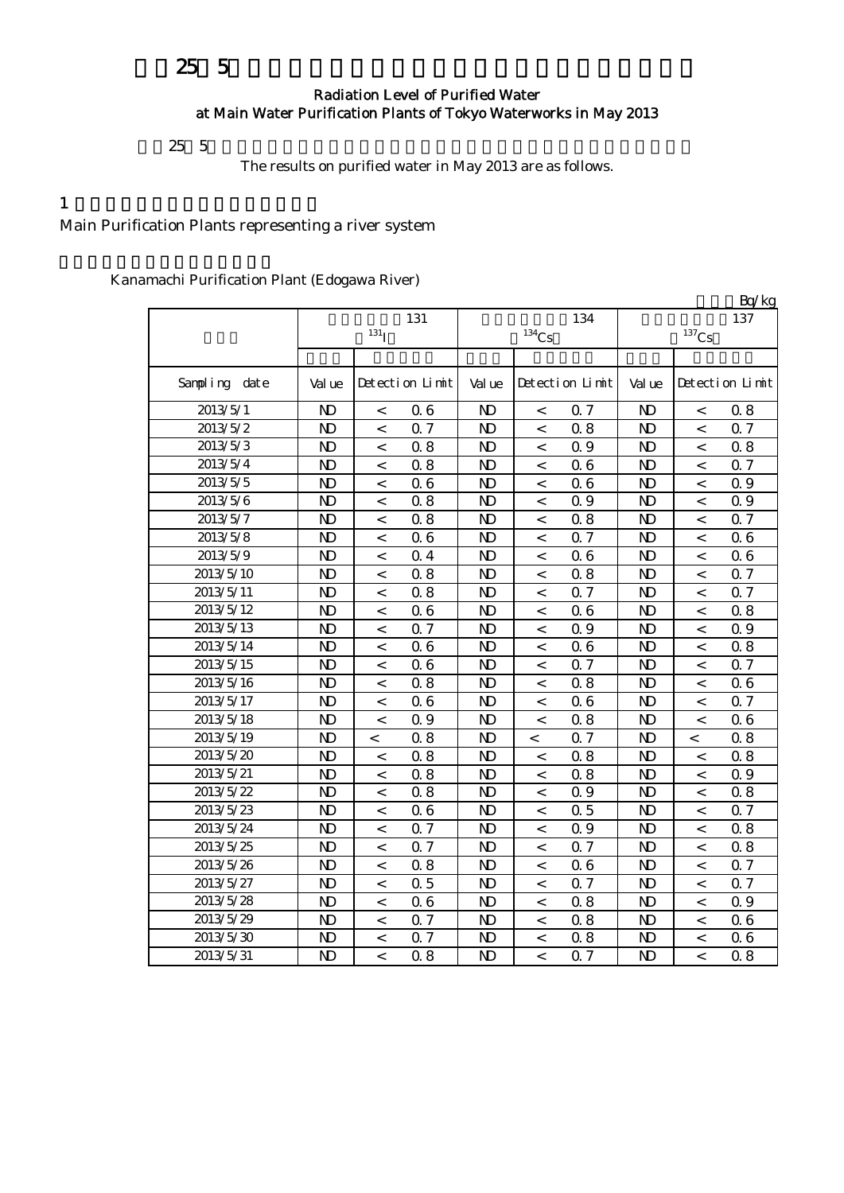# 25 5

## Radiation Level of Purified Water at Main Water Purification Plants of Tokyo Waterworks in May 2013

25 5

The results on purified water in May 2013 are as follows.

1

Main Purification Plants representing a river system

Kanamachi Purification Plant (Edogawa River)

Bq/kg

| | 131 $^{131}$I | | | 134 $^{134}$Cs | | | 137 $^{137}$Cs | | |
|---|---|---|---|---|---|---|---|---|---|
| Sampling date | Value | Detection Limit | | Value | Detection Limit | | Value | Detection Limit | |
| 2013/5/1 | ND | < | 0.6 | ND | < | 0.7 | ND | < | 0.8 |
| 2013/5/2 | ND | < | 0.7 | ND | < | 0.8 | ND | < | 0.7 |
| 2013/5/3 | ND | < | 0.8 | ND | < | 0.9 | ND | < | 0.8 |
| 2013/5/4 | ND | < | 0.8 | ND | < | 0.6 | ND | < | 0.7 |
| 2013/5/5 | ND | < | 0.6 | ND | < | 0.6 | ND | < | 0.9 |
| 2013/5/6 | ND | < | 0.8 | ND | < | 0.9 | ND | < | 0.9 |
| 2013/5/7 | ND | < | 0.8 | ND | < | 0.8 | ND | < | 0.7 |
| 2013/5/8 | ND | < | 0.6 | ND | < | 0.7 | ND | < | 0.6 |
| 2013/5/9 | ND | < | 0.4 | ND | < | 0.6 | ND | < | 0.6 |
| 2013/5/10 | ND | < | 0.8 | ND | < | 0.8 | ND | < | 0.7 |
| 2013/5/11 | ND | < | 0.8 | ND | < | 0.7 | ND | < | 0.7 |
| 2013/5/12 | ND | < | 0.6 | ND | < | 0.6 | ND | < | 0.8 |
| 2013/5/13 | ND | < | 0.7 | ND | < | 0.9 | ND | < | 0.9 |
| 2013/5/14 | ND | < | 0.6 | ND | < | 0.6 | ND | < | 0.8 |
| 2013/5/15 | ND | < | 0.6 | ND | < | 0.7 | ND | < | 0.7 |
| 2013/5/16 | ND | < | 0.8 | ND | < | 0.8 | ND | < | 0.6 |
| 2013/5/17 | ND | < | 0.6 | ND | < | 0.6 | ND | < | 0.7 |
| 2013/5/18 | ND | < | 0.9 | ND | < | 0.8 | ND | < | 0.6 |
| 2013/5/19 | ND | < | 0.8 | ND | < | 0.7 | ND | < | 0.8 |
| 2013/5/20 | ND | < | 0.8 | ND | < | 0.8 | ND | < | 0.8 |
| 2013/5/21 | ND | < | 0.8 | ND | < | 0.8 | ND | < | 0.9 |
| 2013/5/22 | ND | < | 0.8 | ND | < | 0.9 | ND | < | 0.8 |
| 2013/5/23 | ND | < | 0.6 | ND | < | 0.5 | ND | < | 0.7 |
| 2013/5/24 | ND | < | 0.7 | ND | < | 0.9 | ND | < | 0.8 |
| 2013/5/25 | ND | < | 0.7 | ND | < | 0.7 | ND | < | 0.8 |
| 2013/5/26 | ND | < | 0.8 | ND | < | 0.6 | ND | < | 0.7 |
| 2013/5/27 | ND | < | 0.5 | ND | < | 0.7 | ND | < | 0.7 |
| 2013/5/28 | ND | < | 0.6 | ND | < | 0.8 | ND | < | 0.9 |
| 2013/5/29 | ND | < | 0.7 | ND | < | 0.8 | ND | < | 0.6 |
| 2013/5/30 | ND | < | 0.7 | ND | < | 0.8 | ND | < | 0.6 |
| 2013/5/31 | ND | < | 0.8 | ND | < | 0.7 | ND | < | 0.8 |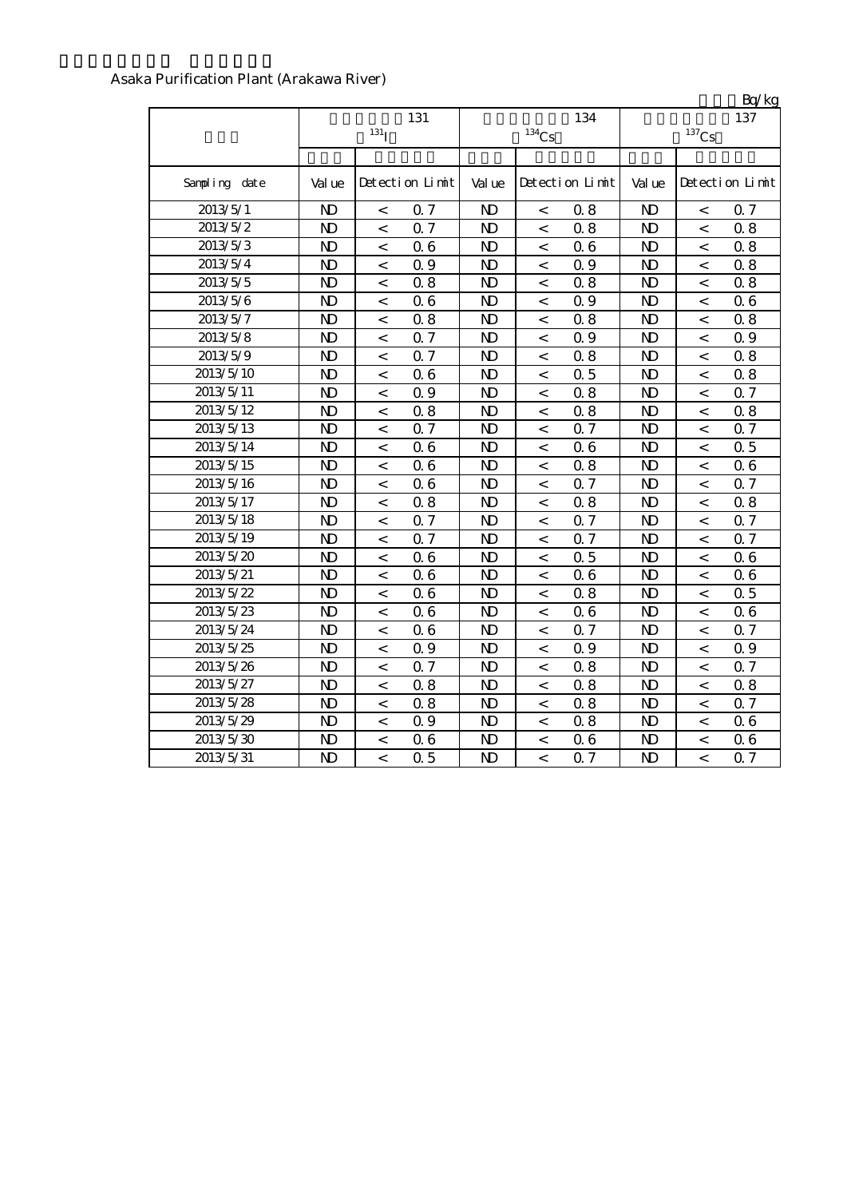Asaka Purification Plant (Arakawa River)

Bq/kg

| | 131 $^{131}$I | | | 134 $^{134}$Cs | | | 137 $^{137}$Cs | | |
|---|---|---|---|---|---|---|---|---|---|
| Sampling date | Value | Detection Limit | | Value | Detection Limit | | Value | Detection Limit | |
| 2013/5/1 | ND | < | 0.7 | ND | < | 0.8 | ND | < | 0.7 |
| 2013/5/2 | ND | < | 0.7 | ND | < | 0.8 | ND | < | 0.8 |
| 2013/5/3 | ND | < | 0.6 | ND | < | 0.6 | ND | < | 0.8 |
| 2013/5/4 | ND | < | 0.9 | ND | < | 0.9 | ND | < | 0.8 |
| 2013/5/5 | ND | < | 0.8 | ND | < | 0.8 | ND | < | 0.8 |
| 2013/5/6 | ND | < | 0.6 | ND | < | 0.9 | ND | < | 0.6 |
| 2013/5/7 | ND | < | 0.8 | ND | < | 0.8 | ND | < | 0.8 |
| 2013/5/8 | ND | < | 0.7 | ND | < | 0.9 | ND | < | 0.9 |
| 2013/5/9 | ND | < | 0.7 | ND | < | 0.8 | ND | < | 0.8 |
| 2013/5/10 | ND | < | 0.6 | ND | < | 0.5 | ND | < | 0.8 |
| 2013/5/11 | ND | < | 0.9 | ND | < | 0.8 | ND | < | 0.7 |
| 2013/5/12 | ND | < | 0.8 | ND | < | 0.8 | ND | < | 0.8 |
| 2013/5/13 | ND | < | 0.7 | ND | < | 0.7 | ND | < | 0.7 |
| 2013/5/14 | ND | < | 0.6 | ND | < | 0.6 | ND | < | 0.5 |
| 2013/5/15 | ND | < | 0.6 | ND | < | 0.8 | ND | < | 0.6 |
| 2013/5/16 | ND | < | 0.6 | ND | < | 0.7 | ND | < | 0.7 |
| 2013/5/17 | ND | < | 0.8 | ND | < | 0.8 | ND | < | 0.8 |
| 2013/5/18 | ND | < | 0.7 | ND | < | 0.7 | ND | < | 0.7 |
| 2013/5/19 | ND | < | 0.7 | ND | < | 0.7 | ND | < | 0.7 |
| 2013/5/20 | ND | < | 0.6 | ND | < | 0.5 | ND | < | 0.6 |
| 2013/5/21 | ND | < | 0.6 | ND | < | 0.6 | ND | < | 0.6 |
| 2013/5/22 | ND | < | 0.6 | ND | < | 0.8 | ND | < | 0.5 |
| 2013/5/23 | ND | < | 0.6 | ND | < | 0.6 | ND | < | 0.6 |
| 2013/5/24 | ND | < | 0.6 | ND | < | 0.7 | ND | < | 0.7 |
| 2013/5/25 | ND | < | 0.9 | ND | < | 0.9 | ND | < | 0.9 |
| 2013/5/26 | ND | < | 0.7 | ND | < | 0.8 | ND | < | 0.7 |
| 2013/5/27 | ND | < | 0.8 | ND | < | 0.8 | ND | < | 0.8 |
| 2013/5/28 | ND | < | 0.8 | ND | < | 0.8 | ND | < | 0.7 |
| 2013/5/29 | ND | < | 0.9 | ND | < | 0.8 | ND | < | 0.6 |
| 2013/5/30 | ND | < | 0.6 | ND | < | 0.6 | ND | < | 0.6 |
| 2013/5/31 | ND | < | 0.5 | ND | < | 0.7 | ND | < | 0.7 |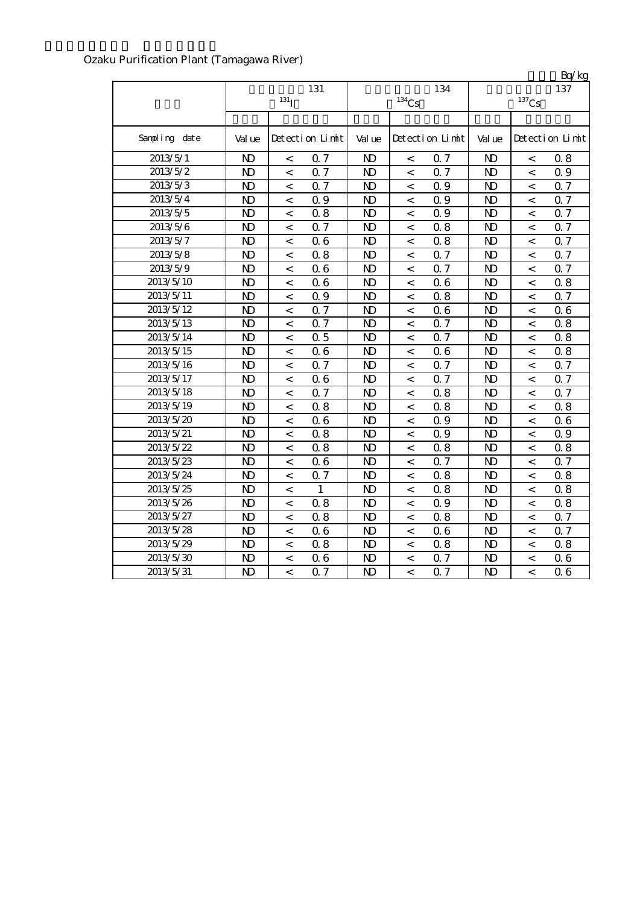Ozaku Purification Plant (Tamagawa River)

Bq/kg

| | 131 $^{131}I$ | | | 134 $^{134}Cs$ | | | 137 $^{137}Cs$ | | |
|---|---|---|---|---|---|---|---|---|---|
| Sampling date | Value | Detection Limit | | Value | Detection Limit | | Value | Detection Limit | |
| 2013/5/1 | ND | < | 0.7 | ND | < | 0.7 | ND | < | 0.8 |
| 2013/5/2 | ND | < | 0.7 | ND | < | 0.7 | ND | < | 0.9 |
| 2013/5/3 | ND | < | 0.7 | ND | < | 0.9 | ND | < | 0.7 |
| 2013/5/4 | ND | < | 0.9 | ND | < | 0.9 | ND | < | 0.7 |
| 2013/5/5 | ND | < | 0.8 | ND | < | 0.9 | ND | < | 0.7 |
| 2013/5/6 | ND | < | 0.7 | ND | < | 0.8 | ND | < | 0.7 |
| 2013/5/7 | ND | < | 0.6 | ND | < | 0.8 | ND | < | 0.7 |
| 2013/5/8 | ND | < | 0.8 | ND | < | 0.7 | ND | < | 0.7 |
| 2013/5/9 | ND | < | 0.6 | ND | < | 0.7 | ND | < | 0.7 |
| 2013/5/10 | ND | < | 0.6 | ND | < | 0.6 | ND | < | 0.8 |
| 2013/5/11 | ND | < | 0.9 | ND | < | 0.8 | ND | < | 0.7 |
| 2013/5/12 | ND | < | 0.7 | ND | < | 0.6 | ND | < | 0.6 |
| 2013/5/13 | ND | < | 0.7 | ND | < | 0.7 | ND | < | 0.8 |
| 2013/5/14 | ND | < | 0.5 | ND | < | 0.7 | ND | < | 0.8 |
| 2013/5/15 | ND | < | 0.6 | ND | < | 0.6 | ND | < | 0.8 |
| 2013/5/16 | ND | < | 0.7 | ND | < | 0.7 | ND | < | 0.7 |
| 2013/5/17 | ND | < | 0.6 | ND | < | 0.7 | ND | < | 0.7 |
| 2013/5/18 | ND | < | 0.7 | ND | < | 0.8 | ND | < | 0.7 |
| 2013/5/19 | ND | < | 0.8 | ND | < | 0.8 | ND | < | 0.8 |
| 2013/5/20 | ND | < | 0.6 | ND | < | 0.9 | ND | < | 0.6 |
| 2013/5/21 | ND | < | 0.8 | ND | < | 0.9 | ND | < | 0.9 |
| 2013/5/22 | ND | < | 0.8 | ND | < | 0.8 | ND | < | 0.8 |
| 2013/5/23 | ND | < | 0.6 | ND | < | 0.7 | ND | < | 0.7 |
| 2013/5/24 | ND | < | 0.7 | ND | < | 0.8 | ND | < | 0.8 |
| 2013/5/25 | ND | < | 1 | ND | < | 0.8 | ND | < | 0.8 |
| 2013/5/26 | ND | < | 0.8 | ND | < | 0.9 | ND | < | 0.8 |
| 2013/5/27 | ND | < | 0.8 | ND | < | 0.8 | ND | < | 0.7 |
| 2013/5/28 | ND | < | 0.6 | ND | < | 0.6 | ND | < | 0.7 |
| 2013/5/29 | ND | < | 0.8 | ND | < | 0.8 | ND | < | 0.8 |
| 2013/5/30 | ND | < | 0.6 | ND | < | 0.7 | ND | < | 0.6 |
| 2013/5/31 | ND | < | 0.7 | ND | < | 0.7 | ND | < | 0.6 |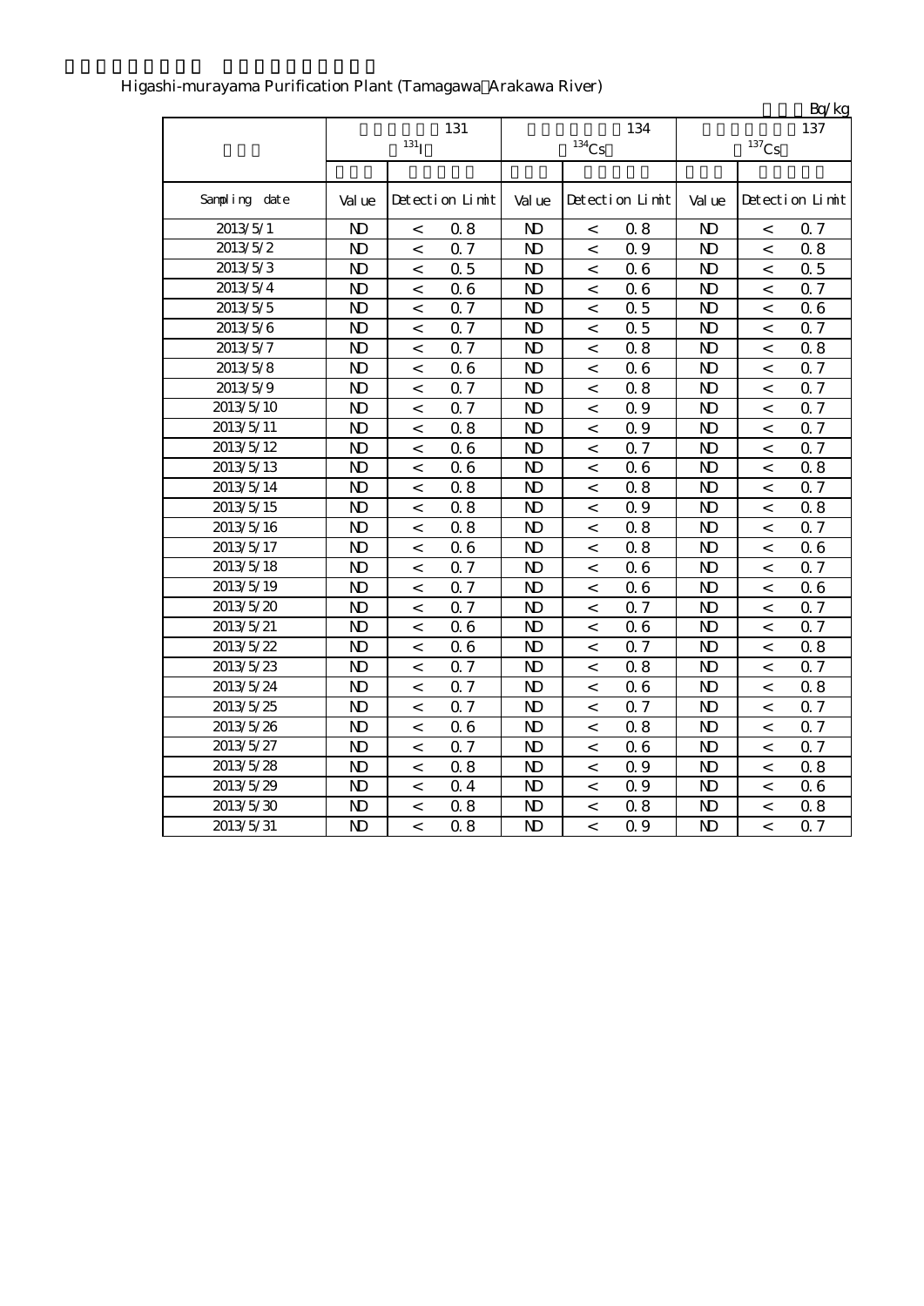Higashi-murayama Purification Plant (Tamagawa Arakawa River)

Bq/kg

| | 131 $^{131}$I | | | 134 $^{134}$Cs | | | 137 $^{137}$Cs | | |
|---|---|---|---|---|---|---|---|---|---|
| Sampling date | Value | Detection Limit | | Value | Detection Limit | | Value | Detection Limit | |
| 2013/5/1 | ND | < | 0.8 | ND | < | 0.8 | ND | < | 0.7 |
| 2013/5/2 | ND | < | 0.7 | ND | < | 0.9 | ND | < | 0.8 |
| 2013/5/3 | ND | < | 0.5 | ND | < | 0.6 | ND | < | 0.5 |
| 2013/5/4 | ND | < | 0.6 | ND | < | 0.6 | ND | < | 0.7 |
| 2013/5/5 | ND | < | 0.7 | ND | < | 0.5 | ND | < | 0.6 |
| 2013/5/6 | ND | < | 0.7 | ND | < | 0.5 | ND | < | 0.7 |
| 2013/5/7 | ND | < | 0.7 | ND | < | 0.8 | ND | < | 0.8 |
| 2013/5/8 | ND | < | 0.6 | ND | < | 0.6 | ND | < | 0.7 |
| 2013/5/9 | ND | < | 0.7 | ND | < | 0.8 | ND | < | 0.7 |
| 2013/5/10 | ND | < | 0.7 | ND | < | 0.9 | ND | < | 0.7 |
| 2013/5/11 | ND | < | 0.8 | ND | < | 0.9 | ND | < | 0.7 |
| 2013/5/12 | ND | < | 0.6 | ND | < | 0.7 | ND | < | 0.7 |
| 2013/5/13 | ND | < | 0.6 | ND | < | 0.6 | ND | < | 0.8 |
| 2013/5/14 | ND | < | 0.8 | ND | < | 0.8 | ND | < | 0.7 |
| 2013/5/15 | ND | < | 0.8 | ND | < | 0.9 | ND | < | 0.8 |
| 2013/5/16 | ND | < | 0.8 | ND | < | 0.8 | ND | < | 0.7 |
| 2013/5/17 | ND | < | 0.6 | ND | < | 0.8 | ND | < | 0.6 |
| 2013/5/18 | ND | < | 0.7 | ND | < | 0.6 | ND | < | 0.7 |
| 2013/5/19 | ND | < | 0.7 | ND | < | 0.6 | ND | < | 0.6 |
| 2013/5/20 | ND | < | 0.7 | ND | < | 0.7 | ND | < | 0.7 |
| 2013/5/21 | ND | < | 0.6 | ND | < | 0.6 | ND | < | 0.7 |
| 2013/5/22 | ND | < | 0.6 | ND | < | 0.7 | ND | < | 0.8 |
| 2013/5/23 | ND | < | 0.7 | ND | < | 0.8 | ND | < | 0.7 |
| 2013/5/24 | ND | < | 0.7 | ND | < | 0.6 | ND | < | 0.8 |
| 2013/5/25 | ND | < | 0.7 | ND | < | 0.7 | ND | < | 0.7 |
| 2013/5/26 | ND | < | 0.6 | ND | < | 0.8 | ND | < | 0.7 |
| 2013/5/27 | ND | < | 0.7 | ND | < | 0.6 | ND | < | 0.7 |
| 2013/5/28 | ND | < | 0.8 | ND | < | 0.9 | ND | < | 0.8 |
| 2013/5/29 | ND | < | 0.4 | ND | < | 0.9 | ND | < | 0.6 |
| 2013/5/30 | ND | < | 0.8 | ND | < | 0.8 | ND | < | 0.8 |
| 2013/5/31 | ND | < | 0.8 | ND | < | 0.9 | ND | < | 0.7 |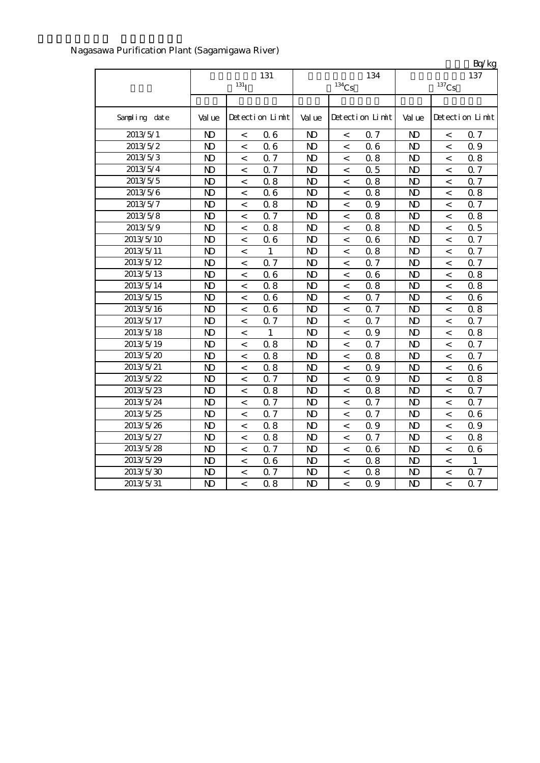Nagasawa Purification Plant (Sagamigawa River)

Bq/kg

| | 131 $^{131}$I | | | 134 $^{134}$Cs | | | 137 $^{137}$Cs | | |
|---|---|---|---|---|---|---|---|---|---|
| Sampling date | Value | Detection Limit | | Value | Detection Limit | | Value | Detection Limit | |
| 2013/5/1 | ND | < | 0.6 | ND | < | 0.7 | ND | < | 0.7 |
| 2013/5/2 | ND | < | 0.6 | ND | < | 0.6 | ND | < | 0.9 |
| 2013/5/3 | ND | < | 0.7 | ND | < | 0.8 | ND | < | 0.8 |
| 2013/5/4 | ND | < | 0.7 | ND | < | 0.5 | ND | < | 0.7 |
| 2013/5/5 | ND | < | 0.8 | ND | < | 0.8 | ND | < | 0.7 |
| 2013/5/6 | ND | < | 0.6 | ND | < | 0.8 | ND | < | 0.8 |
| 2013/5/7 | ND | < | 0.8 | ND | < | 0.9 | ND | < | 0.7 |
| 2013/5/8 | ND | < | 0.7 | ND | < | 0.8 | ND | < | 0.8 |
| 2013/5/9 | ND | < | 0.8 | ND | < | 0.8 | ND | < | 0.5 |
| 2013/5/10 | ND | < | 0.6 | ND | < | 0.6 | ND | < | 0.7 |
| 2013/5/11 | ND | < | 1 | ND | < | 0.8 | ND | < | 0.7 |
| 2013/5/12 | ND | < | 0.7 | ND | < | 0.7 | ND | < | 0.7 |
| 2013/5/13 | ND | < | 0.6 | ND | < | 0.6 | ND | < | 0.8 |
| 2013/5/14 | ND | < | 0.8 | ND | < | 0.8 | ND | < | 0.8 |
| 2013/5/15 | ND | < | 0.6 | ND | < | 0.7 | ND | < | 0.6 |
| 2013/5/16 | ND | < | 0.6 | ND | < | 0.7 | ND | < | 0.8 |
| 2013/5/17 | ND | < | 0.7 | ND | < | 0.7 | ND | < | 0.7 |
| 2013/5/18 | ND | < | 1 | ND | < | 0.9 | ND | < | 0.8 |
| 2013/5/19 | ND | < | 0.8 | ND | < | 0.7 | ND | < | 0.7 |
| 2013/5/20 | ND | < | 0.8 | ND | < | 0.8 | ND | < | 0.7 |
| 2013/5/21 | ND | < | 0.8 | ND | < | 0.9 | ND | < | 0.6 |
| 2013/5/22 | ND | < | 0.7 | ND | < | 0.9 | ND | < | 0.8 |
| 2013/5/23 | ND | < | 0.8 | ND | < | 0.8 | ND | < | 0.7 |
| 2013/5/24 | ND | < | 0.7 | ND | < | 0.7 | ND | < | 0.7 |
| 2013/5/25 | ND | < | 0.7 | ND | < | 0.7 | ND | < | 0.6 |
| 2013/5/26 | ND | < | 0.8 | ND | < | 0.9 | ND | < | 0.9 |
| 2013/5/27 | ND | < | 0.8 | ND | < | 0.7 | ND | < | 0.8 |
| 2013/5/28 | ND | < | 0.7 | ND | < | 0.6 | ND | < | 0.6 |
| 2013/5/29 | ND | < | 0.6 | ND | < | 0.8 | ND | < | 1 |
| 2013/5/30 | ND | < | 0.7 | ND | < | 0.8 | ND | < | 0.7 |
| 2013/5/31 | ND | < | 0.8 | ND | < | 0.9 | ND | < | 0.7 |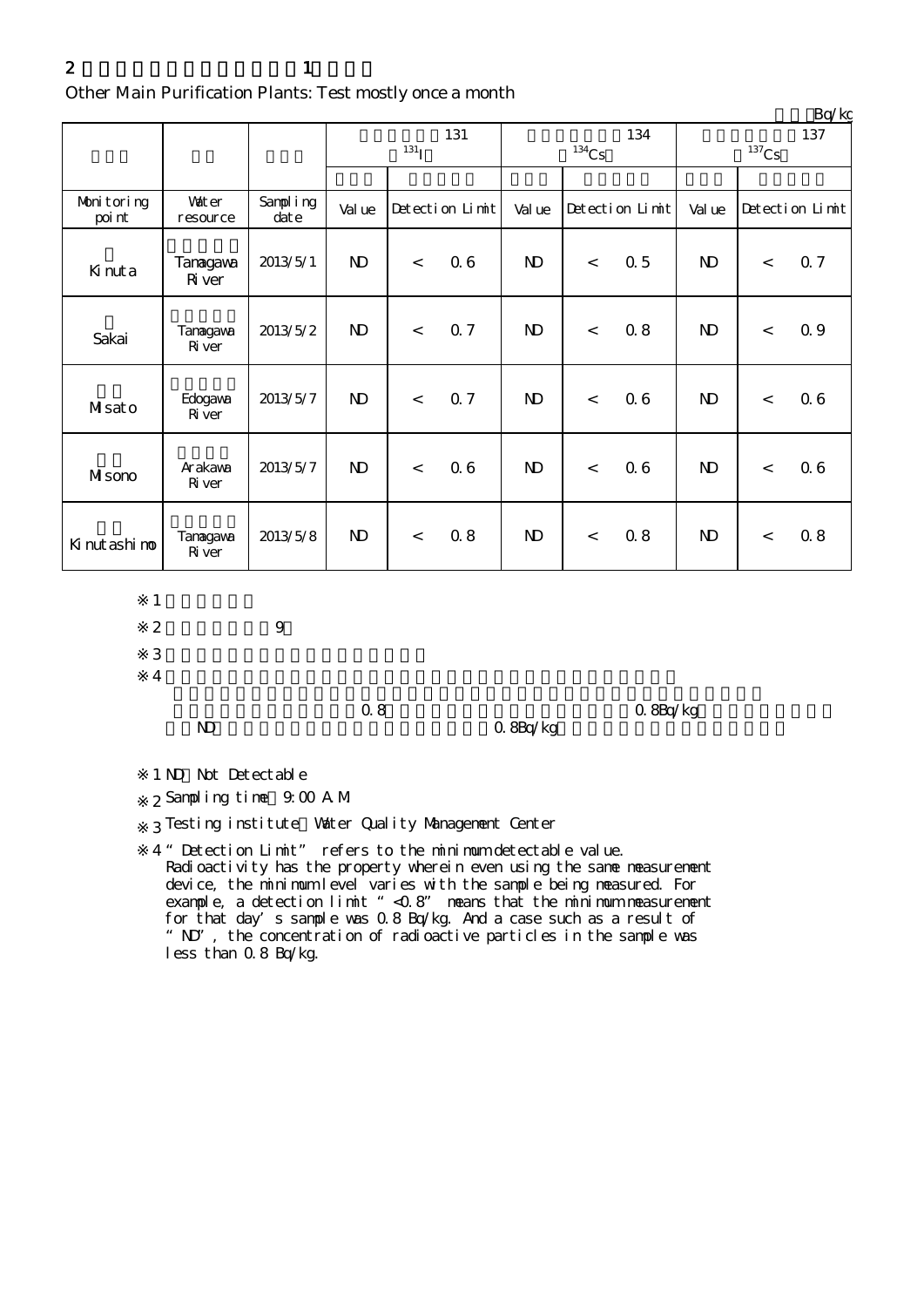2　　　　　　　　　　　　　　1

Other Main Purification Plants: Test mostly once a month

Bq/kg

| | | | 131 $^{131}$I | | | 134 $^{134}$Cs | | | 137 $^{137}$Cs | | |
|---|---|---|---|---|---|---|---|---|---|---|---|
| Monitoring point | Water resource | Sampling date | Value | Detection Limit | | Value | Detection Limit | | Value | Detection Limit | |
| Kinuta | Tamagawa River | 2013/5/1 | ND | < | 0.6 | ND | < | 0.5 | ND | < | 0.7 |
| Sakai | Tamagawa River | 2013/5/2 | ND | < | 0.7 | ND | < | 0.8 | ND | < | 0.9 |
| Misato | Edogawa River | 2013/5/7 | ND | < | 0.7 | ND | < | 0.6 | ND | < | 0.6 |
| Misono | Arakawa River | 2013/5/7 | ND | < | 0.6 | ND | < | 0.6 | ND | < | 0.6 |
| Kinutashimo | Tamagawa River | 2013/5/8 | ND | < | 0.8 | ND | < | 0.8 | ND | < | 0.8 |

※1

※2　　　　　9

※3

※4

0.8　　　　0.8Bq/kg

ND　　　　0.8Bq/kg

※1 ND: Not Detectable

※2 Sampling time: 9:00 A.M.

※3 Testing institute: Water Quality Management Center

※4 "Detection Limit" refers to the minimum detectable value. Radioactivity has the property wherein even using the same measurement device, the minimum level varies with the sample being measured. For example, a detection limit "<0.8" means that the minimum measurement for that day's sample was 0.8 Bq/kg. And a case such as a result of "ND", the concentration of radioactive particles in the sample was less than 0.8 Bq/kg.